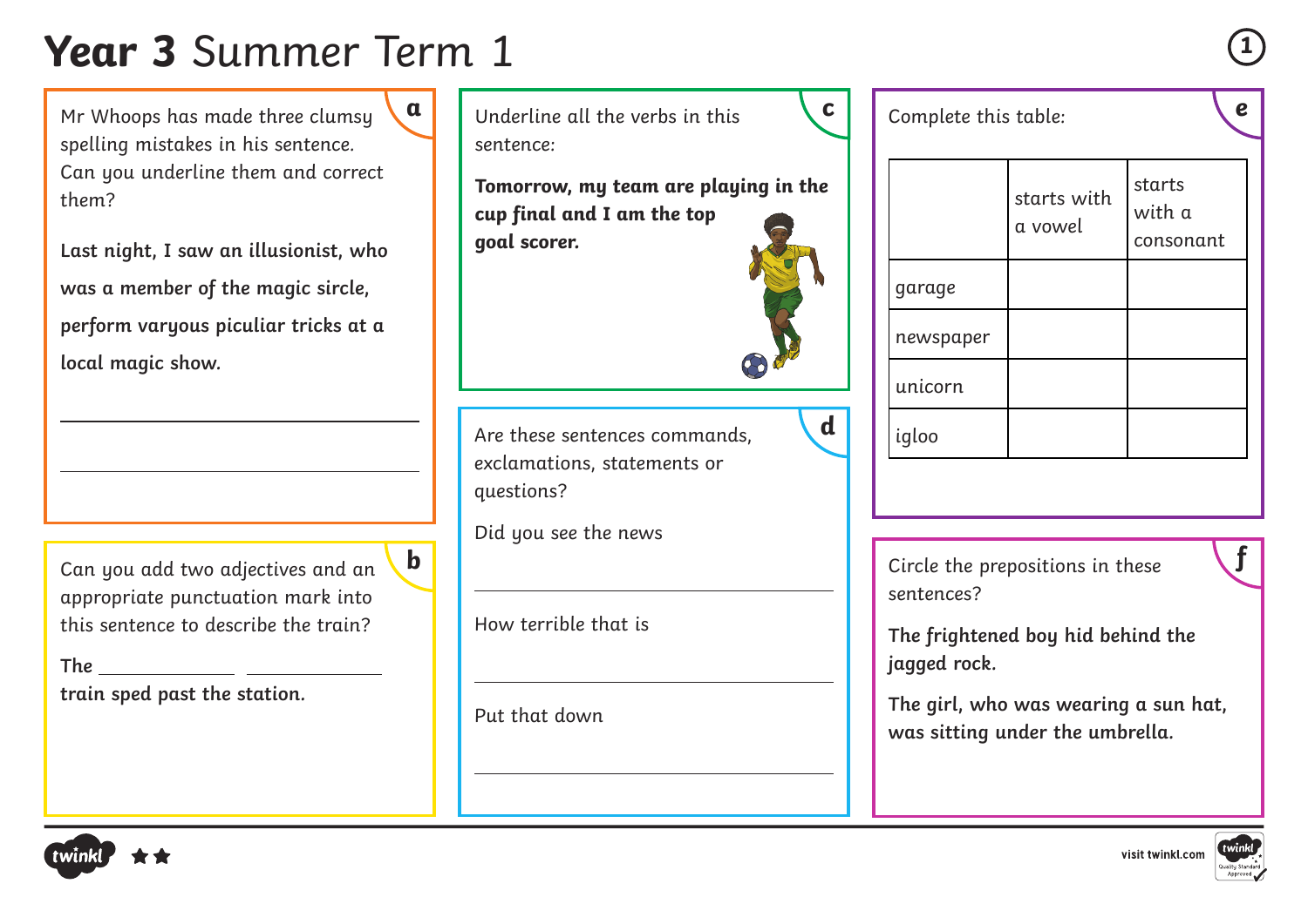# **Year 3** Summer Term 1

## a

Mr Whoops has made three clumsy spelling mistakes in his sentence. Can you underline them and correct them?

**Last night, I saw an illusionist, who was a member of the magic sircle, perform varyous piculiar tricks at a local magic show.**

_______________________________________

_______________________________________

## b

Can you add two adjectives and an appropriate punctuation mark into this sentence to describe the train?

**The** ____________ ____________ **train sped past the station.**

## c

Underline all the verbs in this sentence:

**Tomorrow, my team are playing in the cup final and I am the top goal scorer.**

## d

Are these sentences commands, exclamations, statements or questions?

Did you see the news

_______________________________________

How terrible that is

_______________________________________

Put that down

_______________________________________

## e

Complete this table:

| | starts with a vowel | starts with a consonant |
|---|---|---|
| garage | | |
| newspaper | | |
| unicorn | | |
| igloo | | |

## f

Circle the prepositions in these sentences?

**The frightened boy hid behind the jagged rock.**

**The girl, who was wearing a sun hat, was sitting under the umbrella.**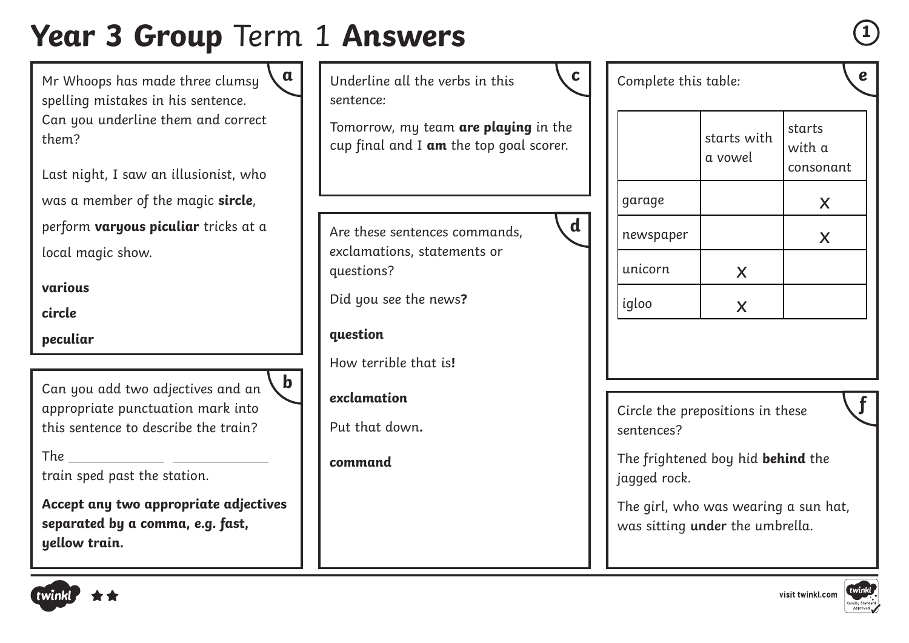# **Year 3 Group** Term 1 **Answers**

**a**

Mr Whoops has made three clumsy spelling mistakes in his sentence. Can you underline them and correct them?

Last night, I saw an illusionist, who was a member of the magic **sircle**, perform **varyous piculiar** tricks at a local magic show.

**various**

**circle**

**peculiar**

**b**

Can you add two adjectives and an appropriate punctuation mark into this sentence to describe the train?

The ______________ ______________ train sped past the station.

**Accept any two appropriate adjectives separated by a comma, e.g. fast, yellow train.**

**c**

Underline all the verbs in this sentence:

Tomorrow, my team **are playing** in the cup final and I **am** the top goal scorer.

**d**

Are these sentences commands, exclamations, statements or questions?

Did you see the news**?**

**question**

How terrible that is**!**

**exclamation**

Put that down**.**

**command**

**e**

Complete this table:

| | starts with a vowel | starts with a consonant |
|---|---|---|
| garage | | x |
| newspaper | | x |
| unicorn | x | |
| igloo | x | |

**f**

Circle the prepositions in these sentences?

The frightened boy hid **behind** the jagged rock.

The girl, who was wearing a sun hat, was sitting **under** the umbrella.